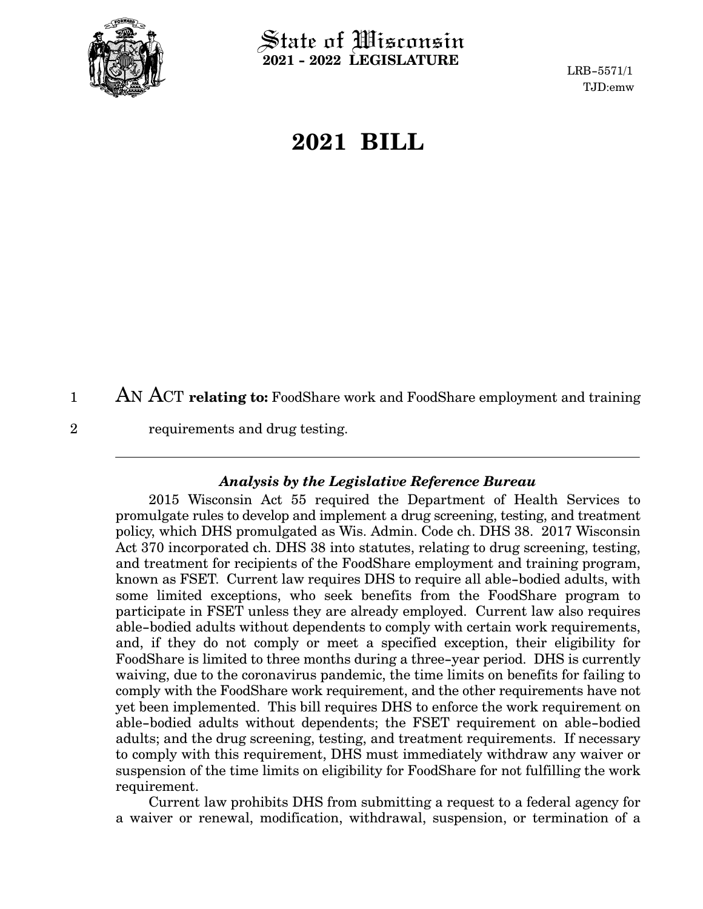# State of Wisconsin
**2021 - 2022 LEGISLATURE**

LRB-5571/1
TJD:emw

# 2021 BILL

AN ACT **relating to:** FoodShare work and FoodShare employment and training requirements and drug testing.

---

### *Analysis by the Legislative Reference Bureau*

2015 Wisconsin Act 55 required the Department of Health Services to promulgate rules to develop and implement a drug screening, testing, and treatment policy, which DHS promulgated as Wis. Admin. Code ch. DHS 38. 2017 Wisconsin Act 370 incorporated ch. DHS 38 into statutes, relating to drug screening, testing, and treatment for recipients of the FoodShare employment and training program, known as FSET. Current law requires DHS to require all able-bodied adults, with some limited exceptions, who seek benefits from the FoodShare program to participate in FSET unless they are already employed. Current law also requires able-bodied adults without dependents to comply with certain work requirements, and, if they do not comply or meet a specified exception, their eligibility for FoodShare is limited to three months during a three-year period. DHS is currently waiving, due to the coronavirus pandemic, the time limits on benefits for failing to comply with the FoodShare work requirement, and the other requirements have not yet been implemented. This bill requires DHS to enforce the work requirement on able-bodied adults without dependents; the FSET requirement on able-bodied adults; and the drug screening, testing, and treatment requirements. If necessary to comply with this requirement, DHS must immediately withdraw any waiver or suspension of the time limits on eligibility for FoodShare for not fulfilling the work requirement.

Current law prohibits DHS from submitting a request to a federal agency for a waiver or renewal, modification, withdrawal, suspension, or termination of a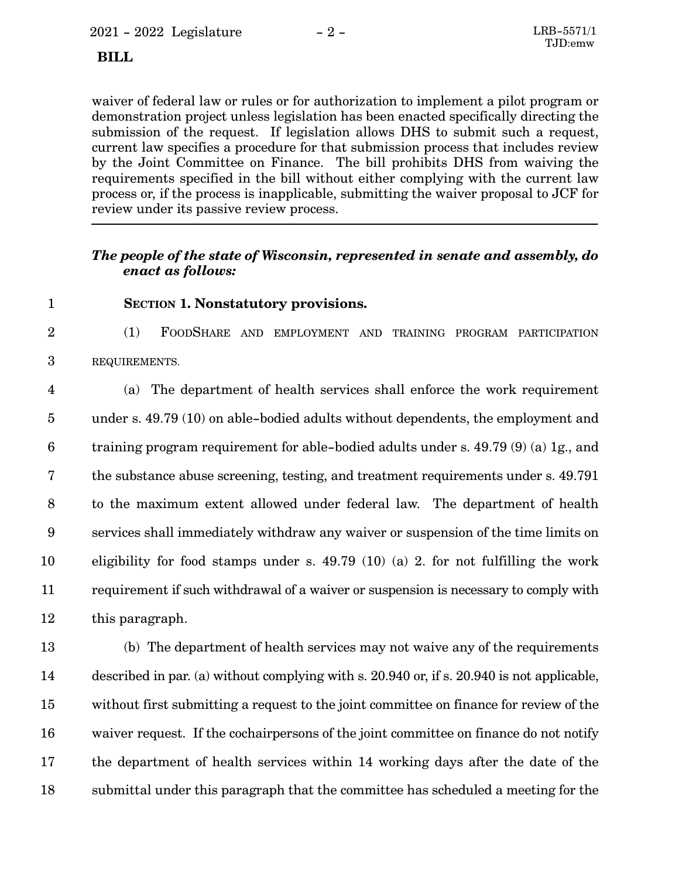waiver of federal law or rules or for authorization to implement a pilot program or demonstration project unless legislation has been enacted specifically directing the submission of the request. If legislation allows DHS to submit such a request, current law specifies a procedure for that submission process that includes review by the Joint Committee on Finance. The bill prohibits DHS from waiving the requirements specified in the bill without either complying with the current law process or, if the process is inapplicable, submitting the waiver proposal to JCF for review under its passive review process.

---

***The people of the state of Wisconsin, represented in senate and assembly, do enact as follows:***

**SECTION 1. Nonstatutory provisions.**

(1) FOODSHARE AND EMPLOYMENT AND TRAINING PROGRAM PARTICIPATION REQUIREMENTS.

(a) The department of health services shall enforce the work requirement under s. 49.79 (10) on able-bodied adults without dependents, the employment and training program requirement for able-bodied adults under s. 49.79 (9) (a) 1g., and the substance abuse screening, testing, and treatment requirements under s. 49.791 to the maximum extent allowed under federal law. The department of health services shall immediately withdraw any waiver or suspension of the time limits on eligibility for food stamps under s. 49.79 (10) (a) 2. for not fulfilling the work requirement if such withdrawal of a waiver or suspension is necessary to comply with this paragraph.

(b) The department of health services may not waive any of the requirements described in par. (a) without complying with s. 20.940 or, if s. 20.940 is not applicable, without first submitting a request to the joint committee on finance for review of the waiver request. If the cochairpersons of the joint committee on finance do not notify the department of health services within 14 working days after the date of the submittal under this paragraph that the committee has scheduled a meeting for the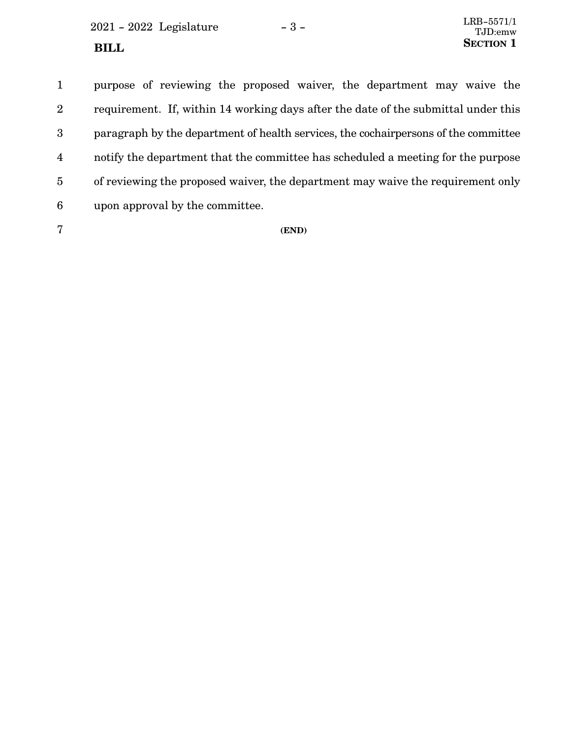purpose of reviewing the proposed waiver, the department may waive the requirement. If, within 14 working days after the date of the submittal under this paragraph by the department of health services, the cochairpersons of the committee notify the department that the committee has scheduled a meeting for the purpose of reviewing the proposed waiver, the department may waive the requirement only upon approval by the committee.

**(END)**